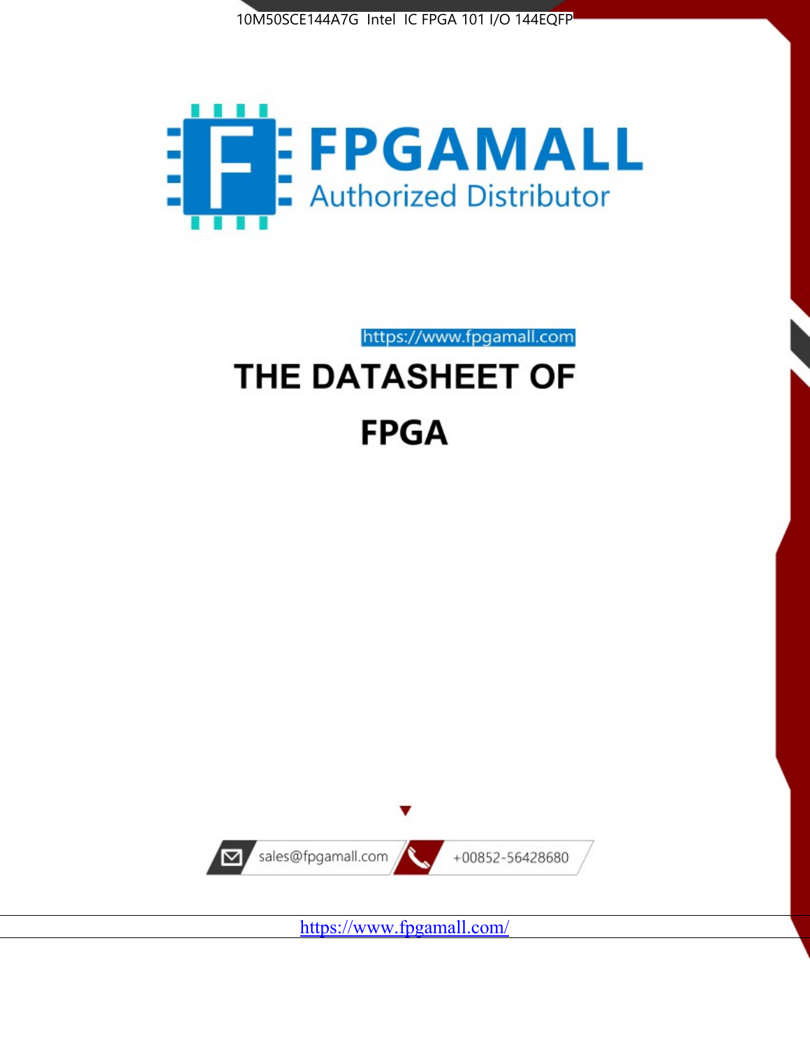10M50SCE144A7G Intel IC FPGA 101 I/O 144EQFP

FPGAMALL

Authorized Distributor

https://www.fpgamall.com

# THE DATASHEET OF

# FPGA

sales@fpgamall.com

+00852-56428680

https://www.fpgamall.com/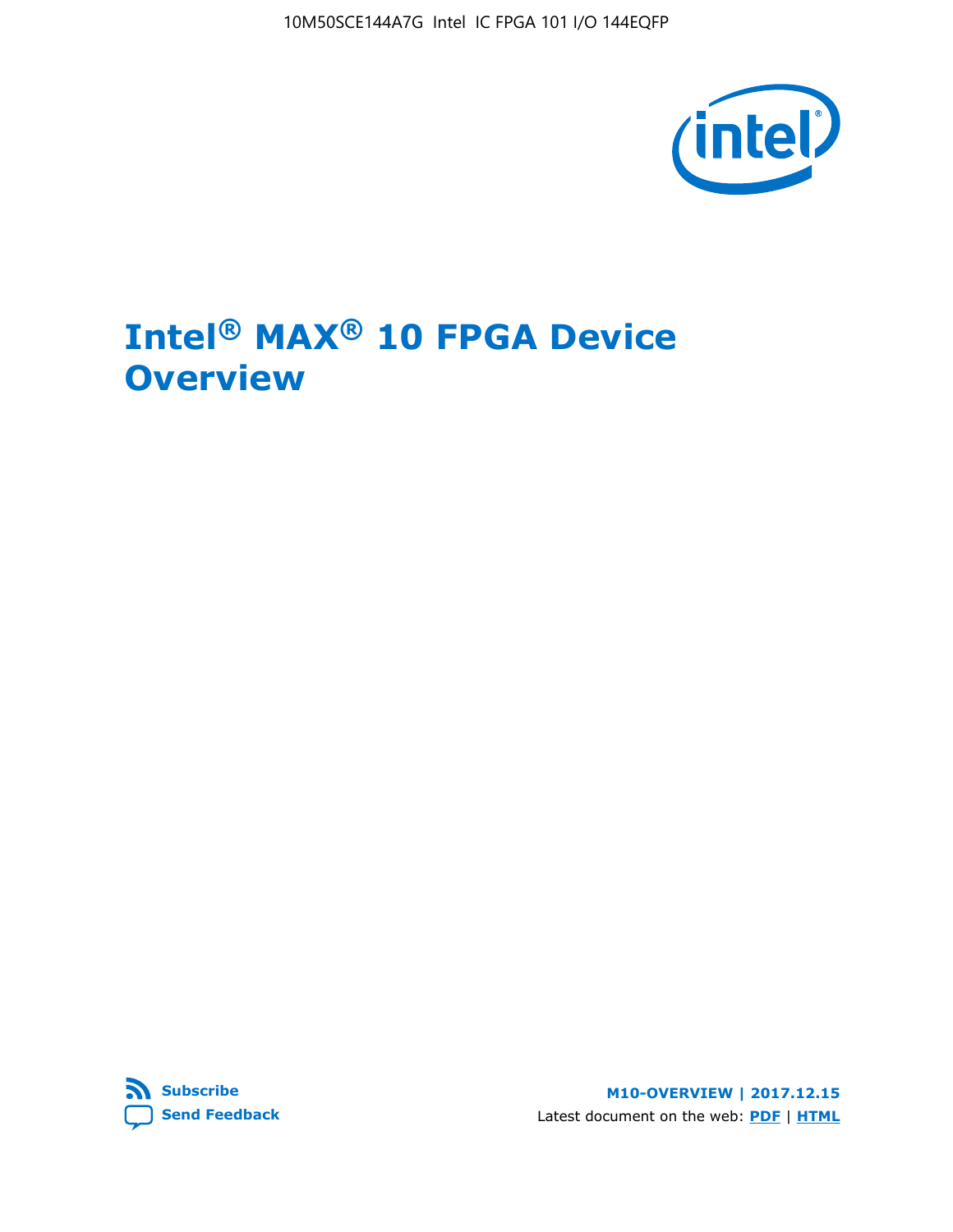# Intel® MAX® 10 FPGA Device Overview

M10-OVERVIEW | 2017.12.15

Latest document on the web: PDF | HTML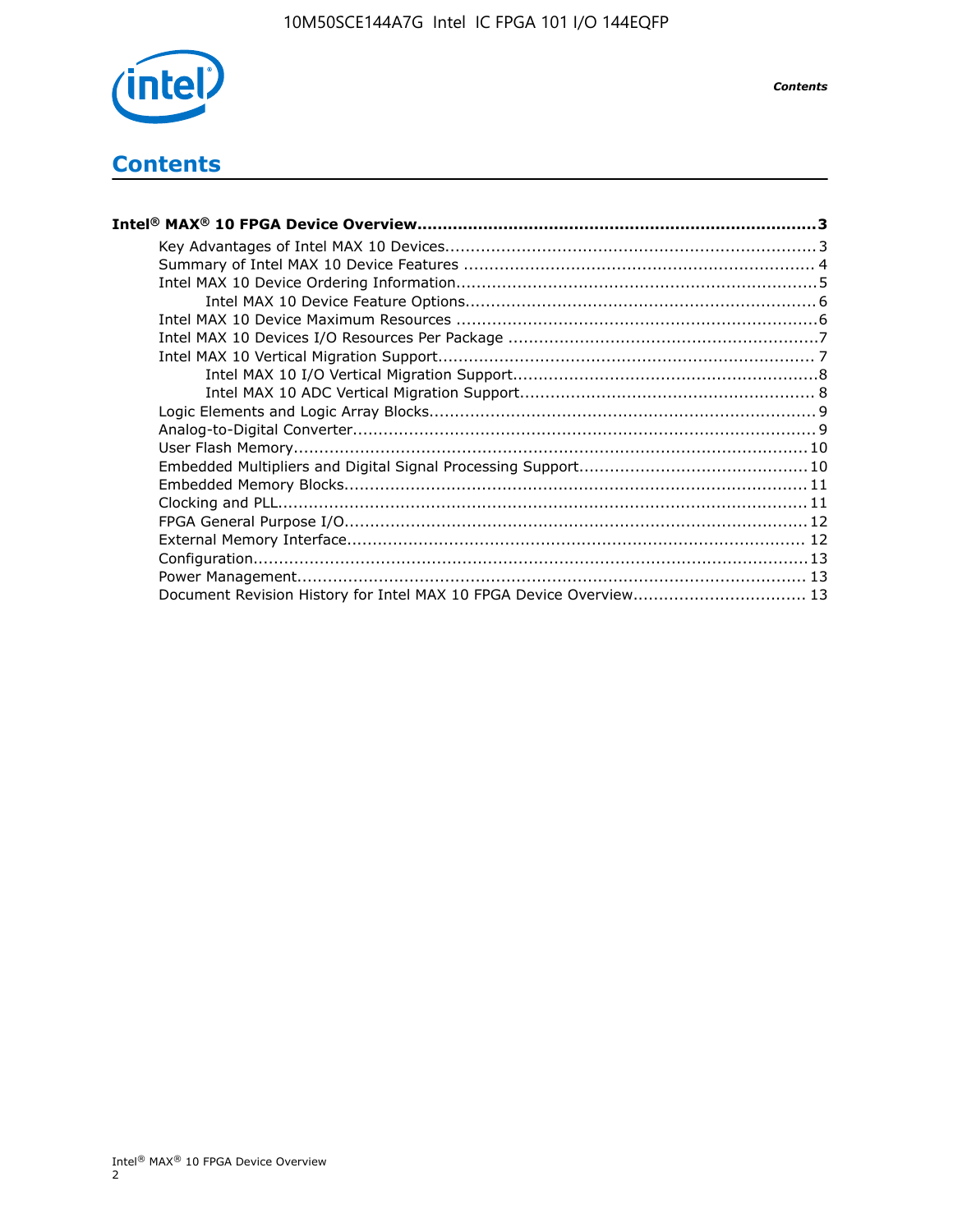# Contents

**Intel® MAX® 10 FPGA Device Overview....................................................................3**

- Key Advantages of Intel MAX 10 Devices.........................................................................3
- Summary of Intel MAX 10 Device Features ..................................................................... 4
- Intel MAX 10 Device Ordering Information.......................................................................5
    - Intel MAX 10 Device Feature Options.....................................................................6
- Intel MAX 10 Device Maximum Resources .......................................................................6
- Intel MAX 10 Devices I/O Resources Per Package .............................................................7
- Intel MAX 10 Vertical Migration Support.......................................................................... 7
    - Intel MAX 10 I/O Vertical Migration Support............................................................8
    - Intel MAX 10 ADC Vertical Migration Support.......................................................... 8
- Logic Elements and Logic Array Blocks............................................................................9
- Analog-to-Digital Converter...........................................................................................9
- User Flash Memory.....................................................................................................10
- Embedded Multipliers and Digital Signal Processing Support.............................................10
- Embedded Memory Blocks...........................................................................................11
- Clocking and PLL........................................................................................................11
- FPGA General Purpose I/O...........................................................................................12
- External Memory Interface.......................................................................................... 12
- Configuration.............................................................................................................13
- Power Management.................................................................................................... 13
- Document Revision History for Intel MAX 10 FPGA Device Overview.................................. 13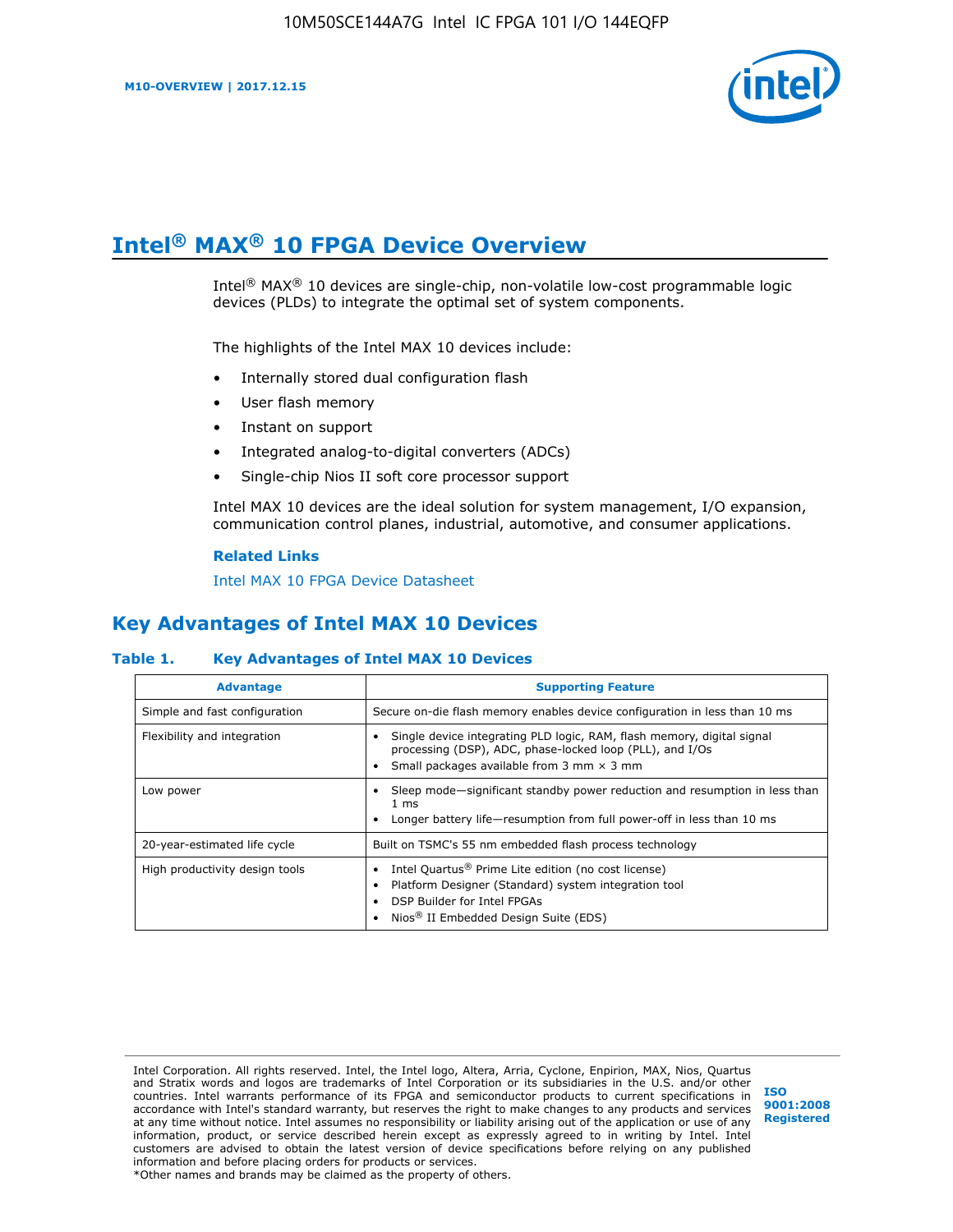# Intel® MAX® 10 FPGA Device Overview

Intel® MAX® 10 devices are single-chip, non-volatile low-cost programmable logic devices (PLDs) to integrate the optimal set of system components.

The highlights of the Intel MAX 10 devices include:

- Internally stored dual configuration flash
- User flash memory
- Instant on support
- Integrated analog-to-digital converters (ADCs)
- Single-chip Nios II soft core processor support

Intel MAX 10 devices are the ideal solution for system management, I/O expansion, communication control planes, industrial, automotive, and consumer applications.

**Related Links**

Intel MAX 10 FPGA Device Datasheet

## Key Advantages of Intel MAX 10 Devices

**Table 1. Key Advantages of Intel MAX 10 Devices**

| Advantage | Supporting Feature |
|---|---|
| Simple and fast configuration | Secure on-die flash memory enables device configuration in less than 10 ms |
| Flexibility and integration | • Single device integrating PLD logic, RAM, flash memory, digital signal processing (DSP), ADC, phase-locked loop (PLL), and I/Os<br>• Small packages available from 3 mm × 3 mm |
| Low power | • Sleep mode—significant standby power reduction and resumption in less than 1 ms<br>• Longer battery life—resumption from full power-off in less than 10 ms |
| 20-year-estimated life cycle | Built on TSMC's 55 nm embedded flash process technology |
| High productivity design tools | • Intel Quartus® Prime Lite edition (no cost license)<br>• Platform Designer (Standard) system integration tool<br>• DSP Builder for Intel FPGAs<br>• Nios® II Embedded Design Suite (EDS) |

Intel Corporation. All rights reserved. Intel, the Intel logo, Altera, Arria, Cyclone, Enpirion, MAX, Nios, Quartus and Stratix words and logos are trademarks of Intel Corporation or its subsidiaries in the U.S. and/or other countries. Intel warrants performance of its FPGA and semiconductor products to current specifications in accordance with Intel's standard warranty, but reserves the right to make changes to any products and services at any time without notice. Intel assumes no responsibility or liability arising out of the application or use of any information, product, or service described herein except as expressly agreed to in writing by Intel. Intel customers are advised to obtain the latest version of device specifications before relying on any published information and before placing orders for products or services.
*Other names and brands may be claimed as the property of others.

ISO 9001:2008 Registered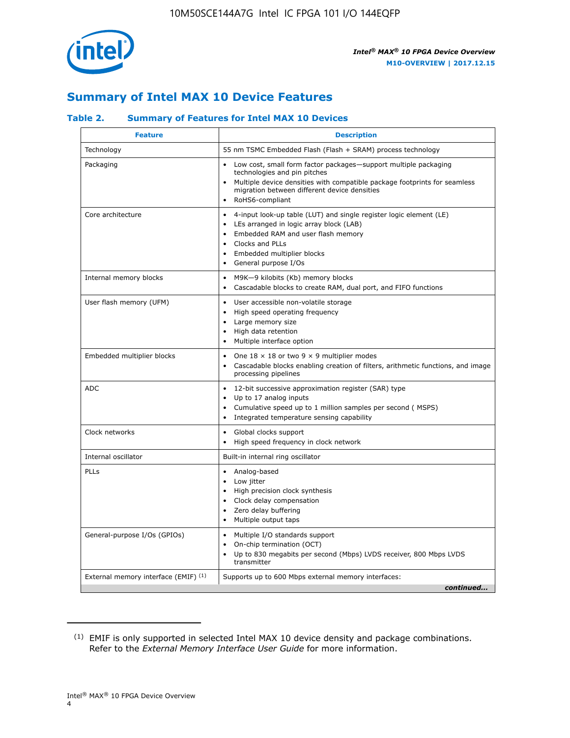## Summary of Intel MAX 10 Device Features

### Table 2. Summary of Features for Intel MAX 10 Devices

| Feature | Description |
|---|---|
| Technology | 55 nm TSMC Embedded Flash (Flash + SRAM) process technology |
| Packaging | • Low cost, small form factor packages—support multiple packaging technologies and pin pitches<br>• Multiple device densities with compatible package footprints for seamless migration between different device densities<br>• RoHS6-compliant |
| Core architecture | • 4-input look-up table (LUT) and single register logic element (LE)<br>• LEs arranged in logic array block (LAB)<br>• Embedded RAM and user flash memory<br>• Clocks and PLLs<br>• Embedded multiplier blocks<br>• General purpose I/Os |
| Internal memory blocks | • M9K—9 kilobits (Kb) memory blocks<br>• Cascadable blocks to create RAM, dual port, and FIFO functions |
| User flash memory (UFM) | • User accessible non-volatile storage<br>• High speed operating frequency<br>• Large memory size<br>• High data retention<br>• Multiple interface option |
| Embedded multiplier blocks | • One 18 × 18 or two 9 × 9 multiplier modes<br>• Cascadable blocks enabling creation of filters, arithmetic functions, and image processing pipelines |
| ADC | • 12-bit successive approximation register (SAR) type<br>• Up to 17 analog inputs<br>• Cumulative speed up to 1 million samples per second ( MSPS)<br>• Integrated temperature sensing capability |
| Clock networks | • Global clocks support<br>• High speed frequency in clock network |
| Internal oscillator | Built-in internal ring oscillator |
| PLLs | • Analog-based<br>• Low jitter<br>• High precision clock synthesis<br>• Clock delay compensation<br>• Zero delay buffering<br>• Multiple output taps |
| General-purpose I/Os (GPIOs) | • Multiple I/O standards support<br>• On-chip termination (OCT)<br>• Up to 830 megabits per second (Mbps) LVDS receiver, 800 Mbps LVDS transmitter |
| External memory interface (EMIF) [(1)] | Supports up to 600 Mbps external memory interfaces: |

*continued...*

(1) EMIF is only supported in selected Intel MAX 10 device density and package combinations. Refer to the *External Memory Interface User Guide* for more information.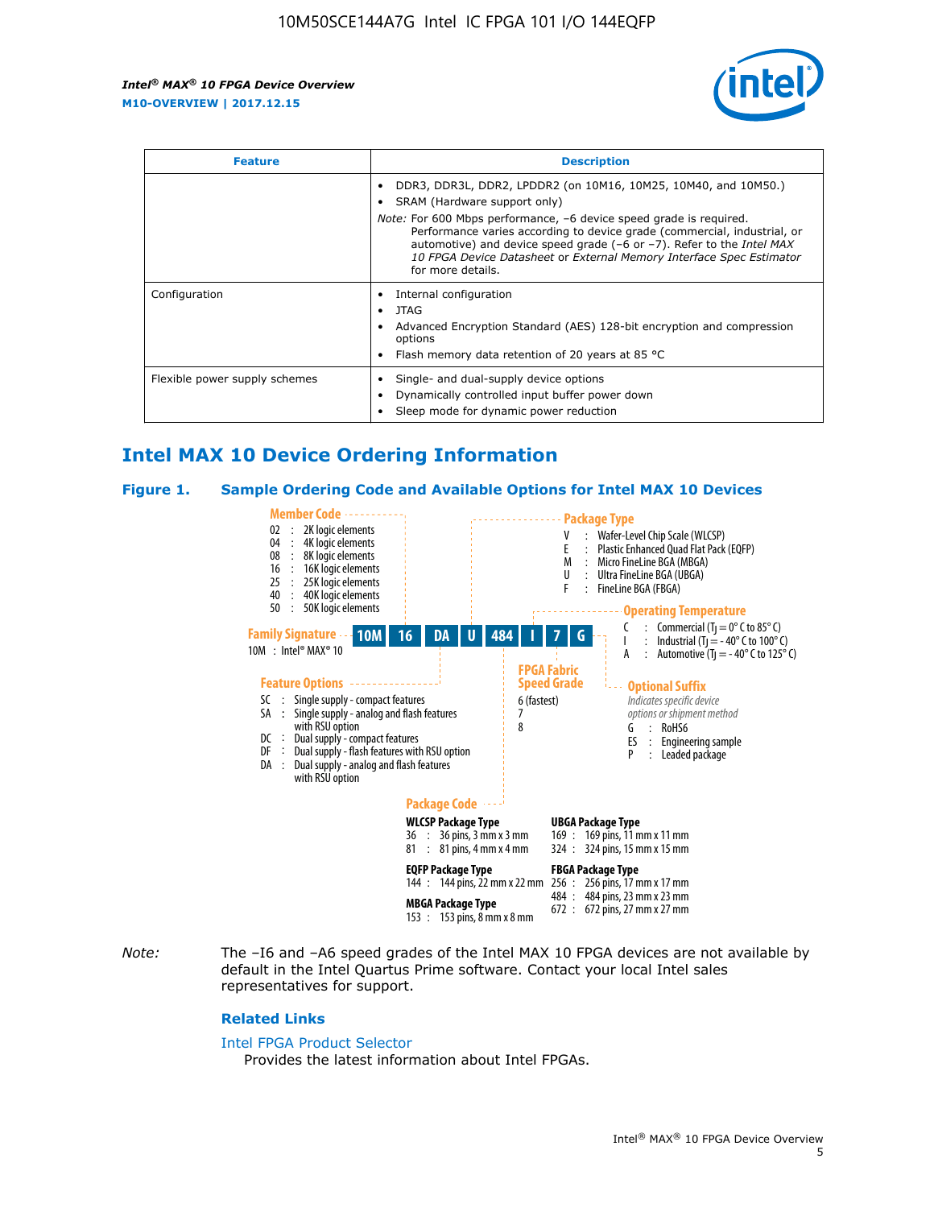| Feature | Description |
| --- | --- |
| | • DDR3, DDR3L, DDR2, LPDDR2 (on 10M16, 10M25, 10M40, and 10M50.)<br>• SRAM (Hardware support only)<br>*Note:* For 600 Mbps performance, –6 device speed grade is required. Performance varies according to device grade (commercial, industrial, or automotive) and device speed grade (–6 or –7). Refer to the *Intel MAX 10 FPGA Device Datasheet* or *External Memory Interface Spec Estimator* for more details. |
| Configuration | • Internal configuration<br>• JTAG<br>• Advanced Encryption Standard (AES) 128-bit encryption and compression options<br>• Flash memory data retention of 20 years at 85 °C |
| Flexible power supply schemes | • Single- and dual-supply device options<br>• Dynamically controlled input buffer power down<br>• Sleep mode for dynamic power reduction |

## Intel MAX 10 Device Ordering Information

### Figure 1. Sample Ordering Code and Available Options for Intel MAX 10 Devices

**10M 16 DA U 484 I 7 G**

**Member Code**
- 02 : 2K logic elements
- 04 : 4K logic elements
- 08 : 8K logic elements
- 16 : 16K logic elements
- 25 : 25K logic elements
- 40 : 40K logic elements
- 50 : 50K logic elements

**Family Signature**
- 10M : Intel® MAX® 10

**Feature Options**
- SC : Single supply - compact features
- SA : Single supply - analog and flash features with RSU option
- DC : Dual supply - compact features
- DF : Dual supply - flash features with RSU option
- DA : Dual supply - analog and flash features with RSU option

**Package Type**
- V : Wafer-Level Chip Scale (WLCSP)
- E : Plastic Enhanced Quad Flat Pack (EQFP)
- M : Micro FineLine BGA (MBGA)
- U : Ultra FineLine BGA (UBGA)
- F : FineLine BGA (FBGA)

**Operating Temperature**
- C : Commercial ($T_J$ = 0° C to 85° C)
- I : Industrial ($T_J$ = -40° C to 100° C)
- A : Automotive ($T_J$ = -40° C to 125° C)

**FPGA Fabric Speed Grade**
- 6 (fastest)
- 7
- 8

**Optional Suffix**
*Indicates specific device options or shipment method*
- G : RoHS6
- ES : Engineering sample
- P : Leaded package

**Package Code**

**WLCSP Package Type**
- 36 : 36 pins, 3 mm x 3 mm
- 81 : 81 pins, 4 mm x 4 mm

**EQFP Package Type**
- 144 : 144 pins, 22 mm x 22 mm

**MBGA Package Type**
- 153 : 153 pins, 8 mm x 8 mm

**UBGA Package Type**
- 169 : 169 pins, 11 mm x 11 mm
- 324 : 324 pins, 15 mm x 15 mm

**FBGA Package Type**
- 256 : 256 pins, 17 mm x 17 mm
- 484 : 484 pins, 23 mm x 23 mm
- 672 : 672 pins, 27 mm x 27 mm

*Note:* The –I6 and –A6 speed grades of the Intel MAX 10 FPGA devices are not available by default in the Intel Quartus Prime software. Contact your local Intel sales representatives for support.

### Related Links

Intel FPGA Product Selector
Provides the latest information about Intel FPGAs.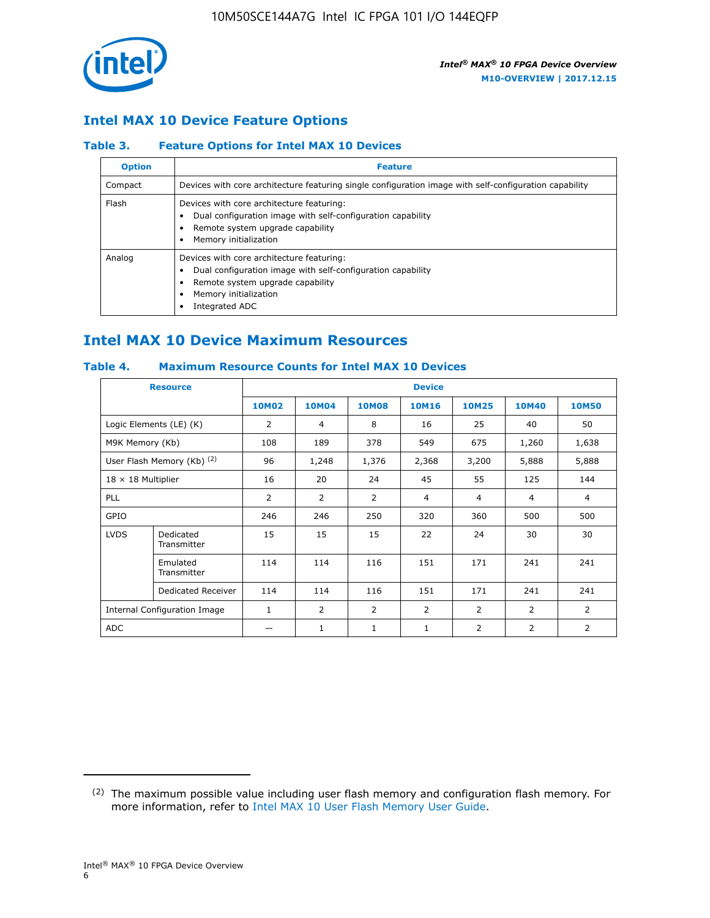## Intel MAX 10 Device Feature Options

### Table 3. Feature Options for Intel MAX 10 Devices

| Option | Feature |
|---|---|
| Compact | Devices with core architecture featuring single configuration image with self-configuration capability |
| Flash | Devices with core architecture featuring:<br>• Dual configuration image with self-configuration capability<br>• Remote system upgrade capability<br>• Memory initialization |
| Analog | Devices with core architecture featuring:<br>• Dual configuration image with self-configuration capability<br>• Remote system upgrade capability<br>• Memory initialization<br>• Integrated ADC |

## Intel MAX 10 Device Maximum Resources

### Table 4. Maximum Resource Counts for Intel MAX 10 Devices

| Resource | | Device | | | | | | |
|---|---|---|---|---|---|---|---|---|
| | | 10M02 | 10M04 | 10M08 | 10M16 | 10M25 | 10M40 | 10M50 |
| Logic Elements (LE) (K) | | 2 | 4 | 8 | 16 | 25 | 40 | 50 |
| M9K Memory (Kb) | | 108 | 189 | 378 | 549 | 675 | 1,260 | 1,638 |
| User Flash Memory (Kb) [(2)] | | 96 | 1,248 | 1,376 | 2,368 | 3,200 | 5,888 | 5,888 |
| 18 × 18 Multiplier | | 16 | 20 | 24 | 45 | 55 | 125 | 144 |
| PLL | | 2 | 2 | 2 | 4 | 4 | 4 | 4 |
| GPIO | | 246 | 246 | 250 | 320 | 360 | 500 | 500 |
| LVDS | Dedicated Transmitter | 15 | 15 | 15 | 22 | 24 | 30 | 30 |
| | Emulated Transmitter | 114 | 114 | 116 | 151 | 171 | 241 | 241 |
| | Dedicated Receiver | 114 | 114 | 116 | 151 | 171 | 241 | 241 |
| Internal Configuration Image | | 1 | 2 | 2 | 2 | 2 | 2 | 2 |
| ADC | | — | 1 | 1 | 1 | 2 | 2 | 2 |

(2) The maximum possible value including user flash memory and configuration flash memory. For more information, refer to Intel MAX 10 User Flash Memory User Guide.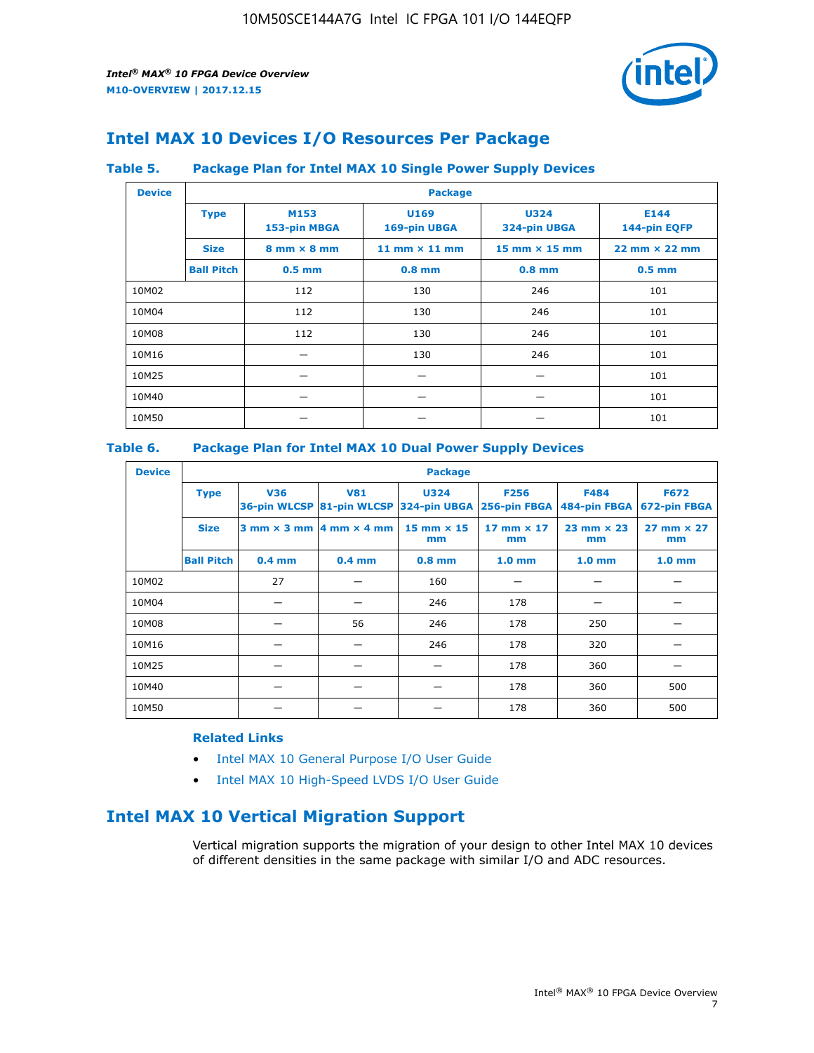# Intel MAX 10 Devices I/O Resources Per Package

**Table 5. Package Plan for Intel MAX 10 Single Power Supply Devices**

| Device | Package | | | | |
|---|---|---|---|---|---|
| | **Type** | **M153 153-pin MBGA** | **U169 169-pin UBGA** | **U324 324-pin UBGA** | **E144 144-pin EQFP** |
| | **Size** | **8 mm × 8 mm** | **11 mm × 11 mm** | **15 mm × 15 mm** | **22 mm × 22 mm** |
| | **Ball Pitch** | **0.5 mm** | **0.8 mm** | **0.8 mm** | **0.5 mm** |
| 10M02 | | 112 | 130 | 246 | 101 |
| 10M04 | | 112 | 130 | 246 | 101 |
| 10M08 | | 112 | 130 | 246 | 101 |
| 10M16 | | — | 130 | 246 | 101 |
| 10M25 | | — | — | — | 101 |
| 10M40 | | — | — | — | 101 |
| 10M50 | | — | — | — | 101 |

**Table 6. Package Plan for Intel MAX 10 Dual Power Supply Devices**

| Device | Package | | | | | | |
|---|---|---|---|---|---|---|---|
| | **Type** | **V36 36-pin WLCSP** | **V81 81-pin WLCSP** | **U324 324-pin UBGA** | **F256 256-pin FBGA** | **F484 484-pin FBGA** | **F672 672-pin FBGA** |
| | **Size** | **3 mm × 3 mm** | **4 mm × 4 mm** | **15 mm × 15 mm** | **17 mm × 17 mm** | **23 mm × 23 mm** | **27 mm × 27 mm** |
| | **Ball Pitch** | **0.4 mm** | **0.4 mm** | **0.8 mm** | **1.0 mm** | **1.0 mm** | **1.0 mm** |
| 10M02 | | 27 | — | 160 | — | — | — |
| 10M04 | | — | — | 246 | 178 | — | — |
| 10M08 | | — | 56 | 246 | 178 | 250 | — |
| 10M16 | | — | — | 246 | 178 | 320 | — |
| 10M25 | | — | — | — | 178 | 360 | — |
| 10M40 | | — | — | — | 178 | 360 | 500 |
| 10M50 | | — | — | — | 178 | 360 | 500 |

**Related Links**

- Intel MAX 10 General Purpose I/O User Guide
- Intel MAX 10 High-Speed LVDS I/O User Guide

# Intel MAX 10 Vertical Migration Support

Vertical migration supports the migration of your design to other Intel MAX 10 devices of different densities in the same package with similar I/O and ADC resources.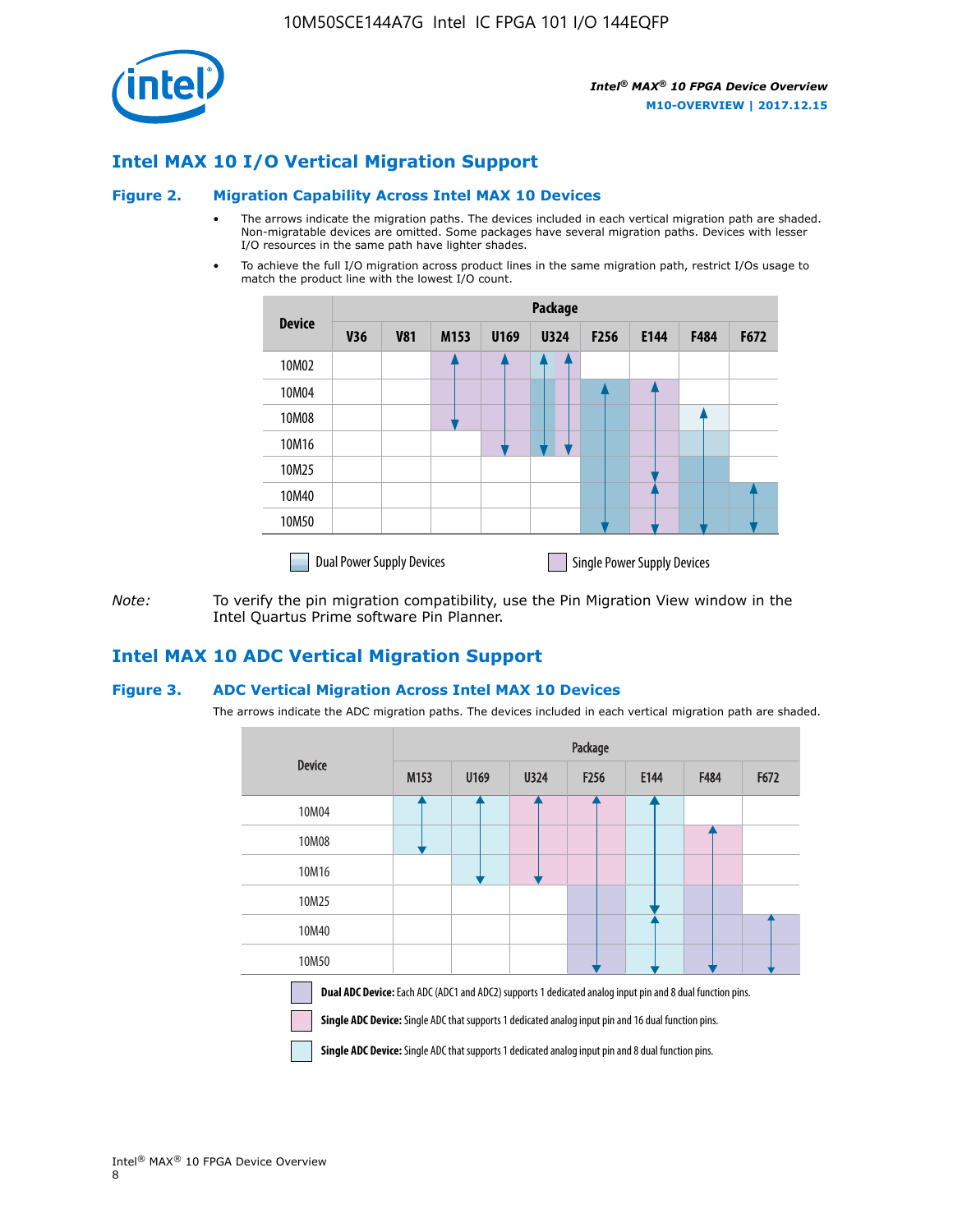## Intel MAX 10 I/O Vertical Migration Support

**Figure 2. Migration Capability Across Intel MAX 10 Devices**

- The arrows indicate the migration paths. The devices included in each vertical migration path are shaded. Non-migratable devices are omitted. Some packages have several migration paths. Devices with lesser I/O resources in the same path have lighter shades.
- To achieve the full I/O migration across product lines in the same migration path, restrict I/Os usage to match the product line with the lowest I/O count.

| Device | Package | | | | | | | | |
|---|---|---|---|---|---|---|---|---|---|
| | V36 | V81 | M153 | U169 | U324 | F256 | E144 | F484 | F672 |
| 10M02 | | | | | | | | | |
| 10M04 | | | | | | | | | |
| 10M08 | | | | | | | | | |
| 10M16 | | | | | | | | | |
| 10M25 | | | | | | | | | |
| 10M40 | | | | | | | | | |
| 10M50 | | | | | | | | | |

Dual Power Supply Devices    Single Power Supply Devices

*Note:* To verify the pin migration compatibility, use the Pin Migration View window in the Intel Quartus Prime software Pin Planner.

## Intel MAX 10 ADC Vertical Migration Support

**Figure 3. ADC Vertical Migration Across Intel MAX 10 Devices**

The arrows indicate the ADC migration paths. The devices included in each vertical migration path are shaded.

| Device | Package | | | | | | |
|---|---|---|---|---|---|---|---|
| | M153 | U169 | U324 | F256 | E144 | F484 | F672 |
| 10M04 | | | | | | | |
| 10M08 | | | | | | | |
| 10M16 | | | | | | | |
| 10M25 | | | | | | | |
| 10M40 | | | | | | | |
| 10M50 | | | | | | | |

**Dual ADC Device:** Each ADC (ADC1 and ADC2) supports 1 dedicated analog input pin and 8 dual function pins.

**Single ADC Device:** Single ADC that supports 1 dedicated analog input pin and 16 dual function pins.

**Single ADC Device:** Single ADC that supports 1 dedicated analog input pin and 8 dual function pins.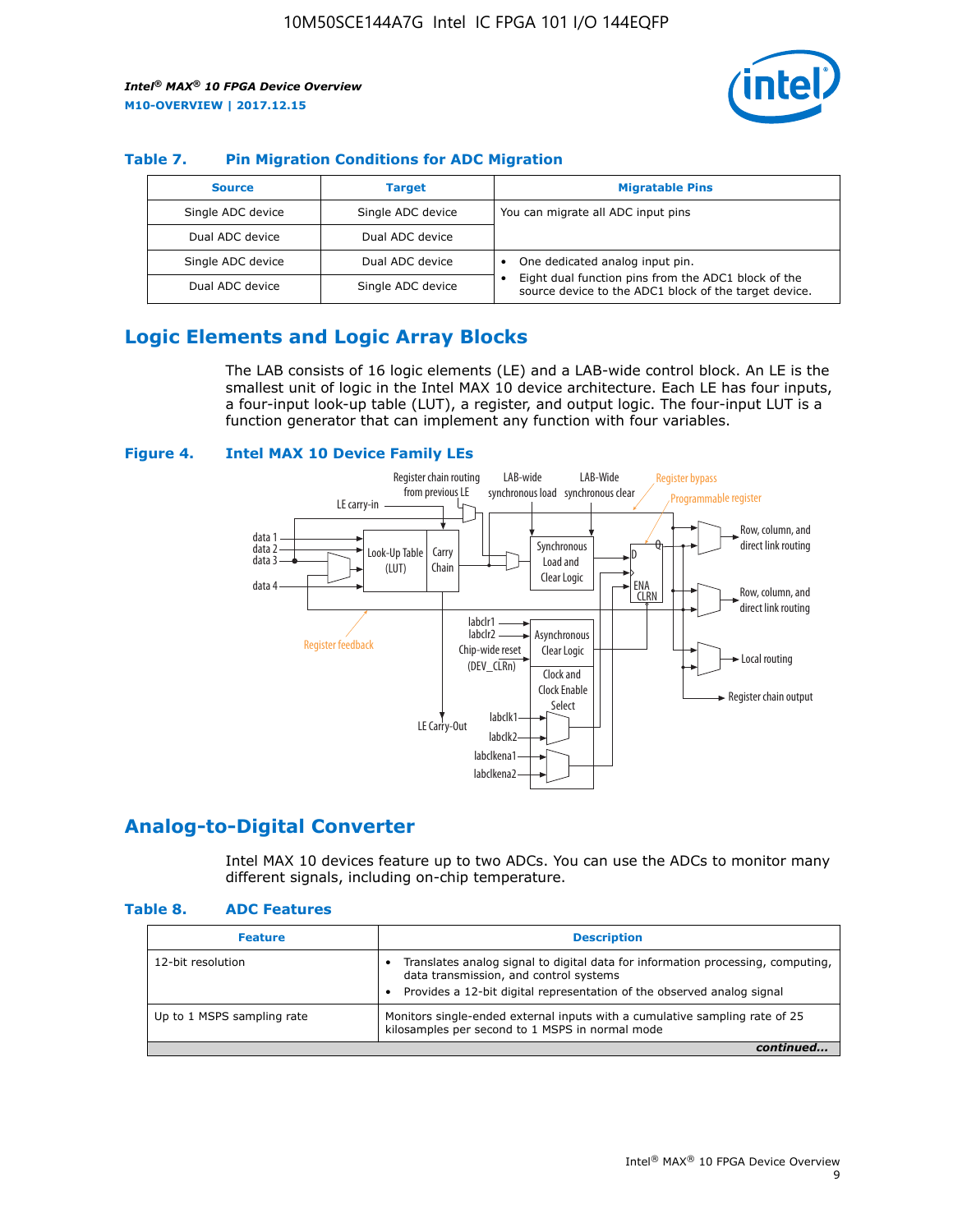### Table 7. Pin Migration Conditions for ADC Migration

| Source | Target | Migratable Pins |
|---|---|---|
| Single ADC device | Single ADC device | You can migrate all ADC input pins |
| Dual ADC device | Dual ADC device | |
| Single ADC device | Dual ADC device | • One dedicated analog input pin. • Eight dual function pins from the ADC1 block of the source device to the ADC1 block of the target device. |
| Dual ADC device | Single ADC device | |

## Logic Elements and Logic Array Blocks

The LAB consists of 16 logic elements (LE) and a LAB-wide control block. An LE is the smallest unit of logic in the Intel MAX 10 device architecture. Each LE has four inputs, a four-input look-up table (LUT), a register, and output logic. The four-input LUT is a function generator that can implement any function with four variables.

### Figure 4. Intel MAX 10 Device Family LEs

## Analog-to-Digital Converter

Intel MAX 10 devices feature up to two ADCs. You can use the ADCs to monitor many different signals, including on-chip temperature.

### Table 8. ADC Features

| Feature | Description |
|---|---|
| 12-bit resolution | • Translates analog signal to digital data for information processing, computing, data transmission, and control systems • Provides a 12-bit digital representation of the observed analog signal |
| Up to 1 MSPS sampling rate | Monitors single-ended external inputs with a cumulative sampling rate of 25 kilosamples per second to 1 MSPS in normal mode |

*continued...*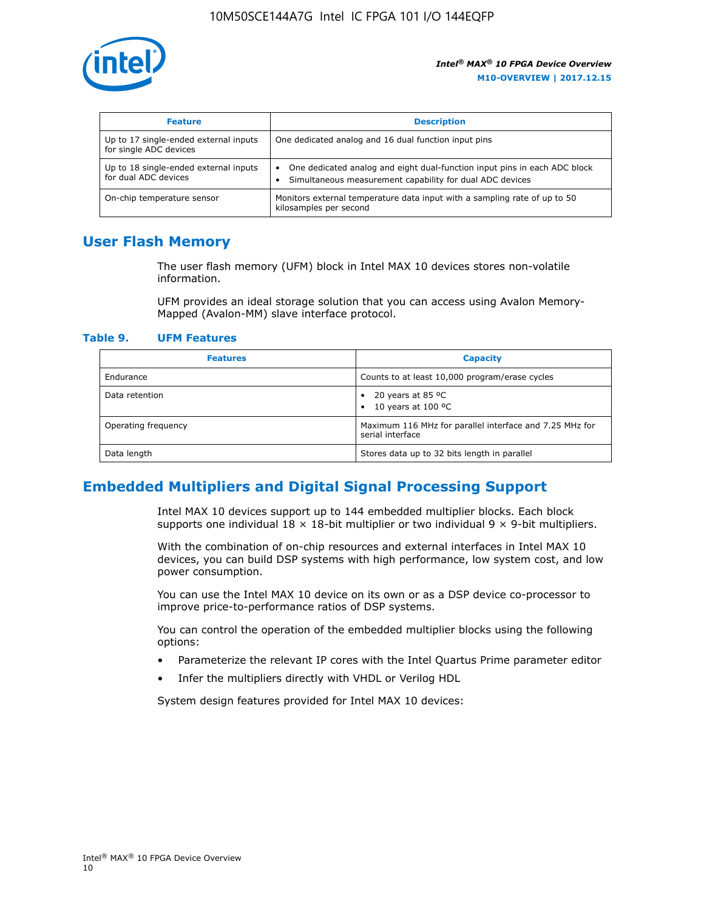| Feature | Description |
| --- | --- |
| Up to 17 single-ended external inputs for single ADC devices | One dedicated analog and 16 dual function input pins |
| Up to 18 single-ended external inputs for dual ADC devices | • One dedicated analog and eight dual-function input pins in each ADC block<br>• Simultaneous measurement capability for dual ADC devices |
| On-chip temperature sensor | Monitors external temperature data input with a sampling rate of up to 50 kilosamples per second |

## User Flash Memory

The user flash memory (UFM) block in Intel MAX 10 devices stores non-volatile information.

UFM provides an ideal storage solution that you can access using Avalon Memory-Mapped (Avalon-MM) slave interface protocol.

**Table 9. UFM Features**

| Features | Capacity |
| --- | --- |
| Endurance | Counts to at least 10,000 program/erase cycles |
| Data retention | • 20 years at 85 ºC<br>• 10 years at 100 ºC |
| Operating frequency | Maximum 116 MHz for parallel interface and 7.25 MHz for serial interface |
| Data length | Stores data up to 32 bits length in parallel |

## Embedded Multipliers and Digital Signal Processing Support

Intel MAX 10 devices support up to 144 embedded multiplier blocks. Each block supports one individual 18 × 18-bit multiplier or two individual 9 × 9-bit multipliers.

With the combination of on-chip resources and external interfaces in Intel MAX 10 devices, you can build DSP systems with high performance, low system cost, and low power consumption.

You can use the Intel MAX 10 device on its own or as a DSP device co-processor to improve price-to-performance ratios of DSP systems.

You can control the operation of the embedded multiplier blocks using the following options:

- Parameterize the relevant IP cores with the Intel Quartus Prime parameter editor
- Infer the multipliers directly with VHDL or Verilog HDL

System design features provided for Intel MAX 10 devices: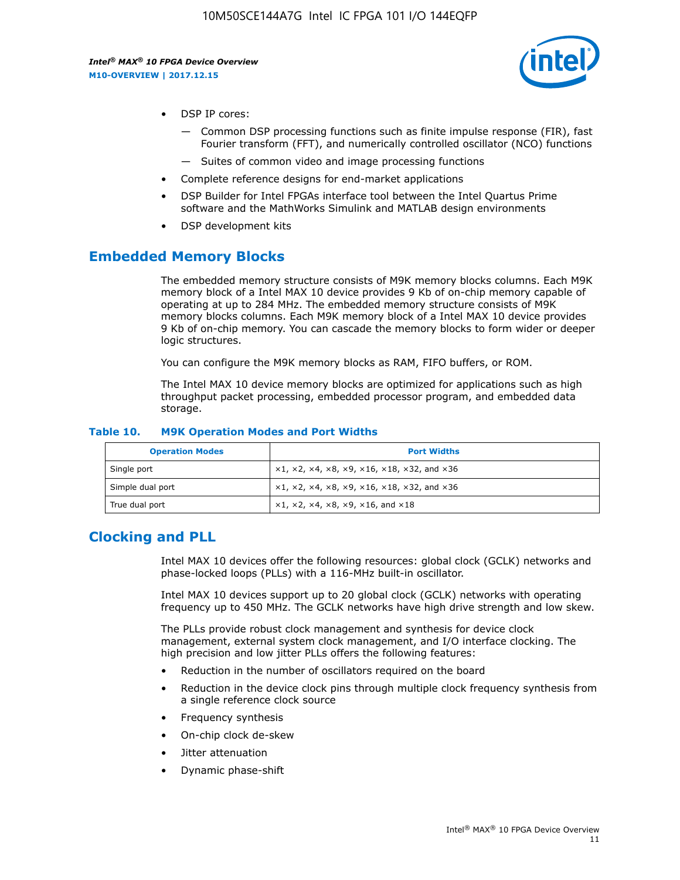- DSP IP cores:
  - Common DSP processing functions such as finite impulse response (FIR), fast Fourier transform (FFT), and numerically controlled oscillator (NCO) functions
  - Suites of common video and image processing functions
- Complete reference designs for end-market applications
- DSP Builder for Intel FPGAs interface tool between the Intel Quartus Prime software and the MathWorks Simulink and MATLAB design environments
- DSP development kits

## Embedded Memory Blocks

The embedded memory structure consists of M9K memory blocks columns. Each M9K memory block of a Intel MAX 10 device provides 9 Kb of on-chip memory capable of operating at up to 284 MHz. The embedded memory structure consists of M9K memory blocks columns. Each M9K memory block of a Intel MAX 10 device provides 9 Kb of on-chip memory. You can cascade the memory blocks to form wider or deeper logic structures.

You can configure the M9K memory blocks as RAM, FIFO buffers, or ROM.

The Intel MAX 10 device memory blocks are optimized for applications such as high throughput packet processing, embedded processor program, and embedded data storage.

**Table 10. M9K Operation Modes and Port Widths**

| Operation Modes | Port Widths |
| --- | --- |
| Single port | ×1, ×2, ×4, ×8, ×9, ×16, ×18, ×32, and ×36 |
| Simple dual port | ×1, ×2, ×4, ×8, ×9, ×16, ×18, ×32, and ×36 |
| True dual port | ×1, ×2, ×4, ×8, ×9, ×16, and ×18 |

## Clocking and PLL

Intel MAX 10 devices offer the following resources: global clock (GCLK) networks and phase-locked loops (PLLs) with a 116-MHz built-in oscillator.

Intel MAX 10 devices support up to 20 global clock (GCLK) networks with operating frequency up to 450 MHz. The GCLK networks have high drive strength and low skew.

The PLLs provide robust clock management and synthesis for device clock management, external system clock management, and I/O interface clocking. The high precision and low jitter PLLs offers the following features:

- Reduction in the number of oscillators required on the board
- Reduction in the device clock pins through multiple clock frequency synthesis from a single reference clock source
- Frequency synthesis
- On-chip clock de-skew
- Jitter attenuation
- Dynamic phase-shift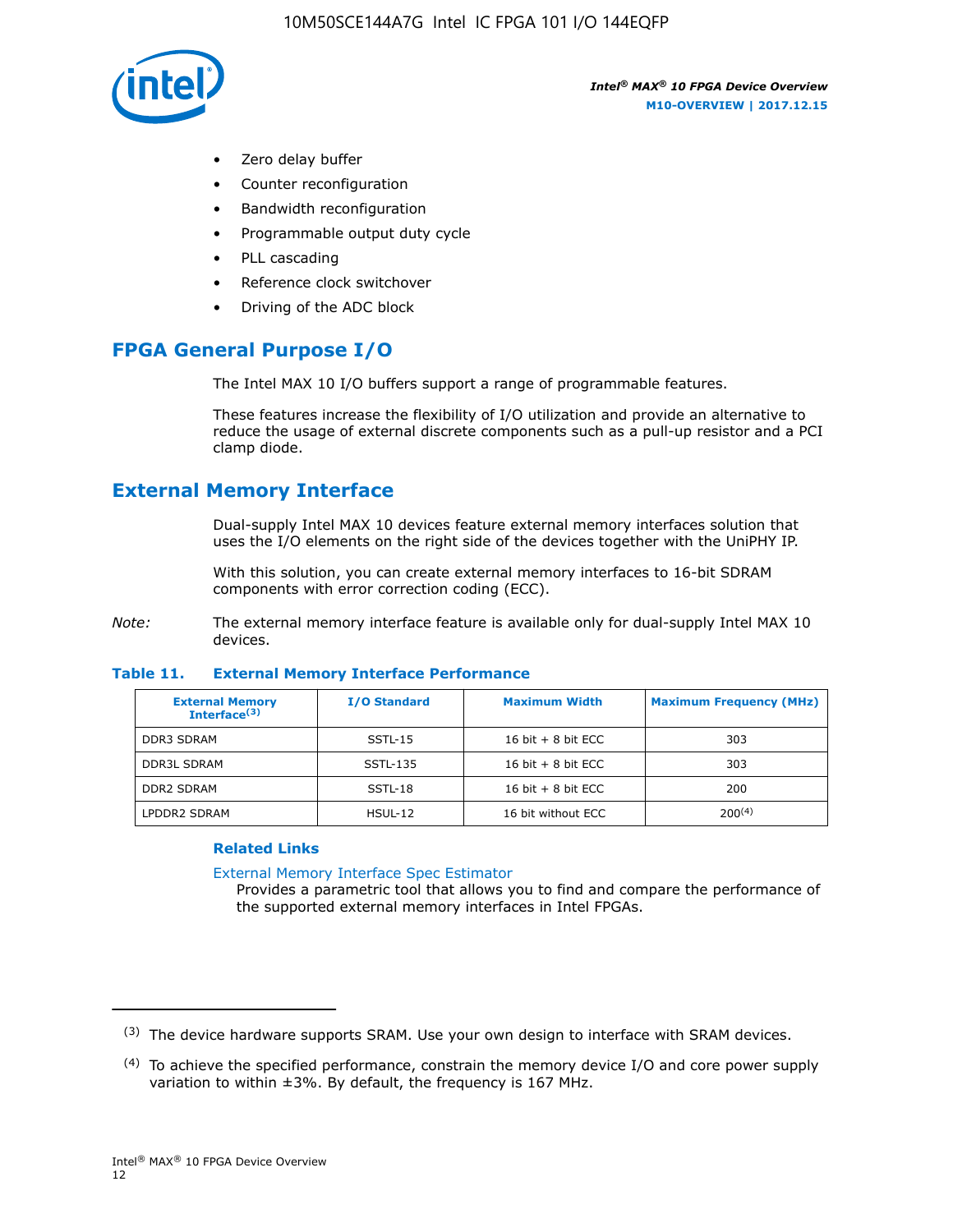- Zero delay buffer
- Counter reconfiguration
- Bandwidth reconfiguration
- Programmable output duty cycle
- PLL cascading
- Reference clock switchover
- Driving of the ADC block

## FPGA General Purpose I/O

The Intel MAX 10 I/O buffers support a range of programmable features.

These features increase the flexibility of I/O utilization and provide an alternative to reduce the usage of external discrete components such as a pull-up resistor and a PCI clamp diode.

## External Memory Interface

Dual-supply Intel MAX 10 devices feature external memory interfaces solution that uses the I/O elements on the right side of the devices together with the UniPHY IP.

With this solution, you can create external memory interfaces to 16-bit SDRAM components with error correction coding (ECC).

*Note:* The external memory interface feature is available only for dual-supply Intel MAX 10 devices.

**Table 11. External Memory Interface Performance**

| External Memory Interface[(3)] | I/O Standard | Maximum Width | Maximum Frequency (MHz) |
|---|---|---|---|
| DDR3 SDRAM | SSTL-15 | 16 bit + 8 bit ECC | 303 |
| DDR3L SDRAM | SSTL-135 | 16 bit + 8 bit ECC | 303 |
| DDR2 SDRAM | SSTL-18 | 16 bit + 8 bit ECC | 200 |
| LPDDR2 SDRAM | HSUL-12 | 16 bit without ECC | 200[(4)] |

### Related Links

External Memory Interface Spec Estimator
Provides a parametric tool that allows you to find and compare the performance of the supported external memory interfaces in Intel FPGAs.

---

(3) The device hardware supports SRAM. Use your own design to interface with SRAM devices.

(4) To achieve the specified performance, constrain the memory device I/O and core power supply variation to within ±3%. By default, the frequency is 167 MHz.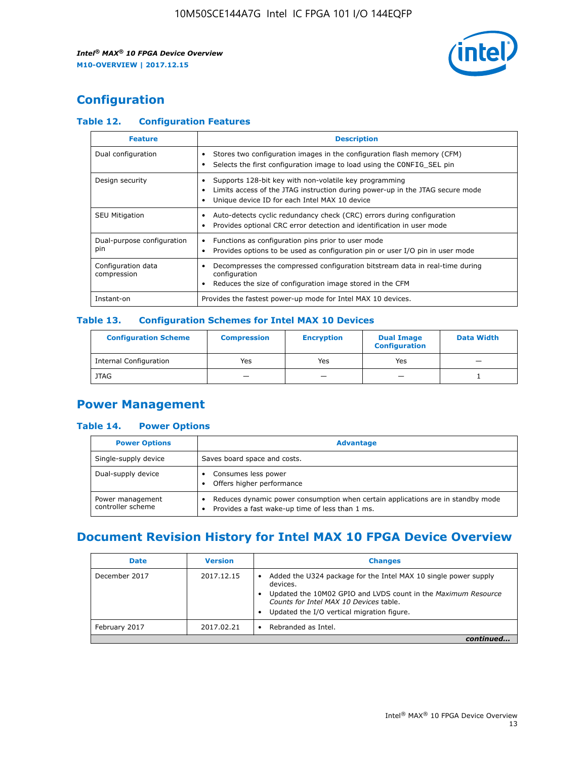## Configuration

### Table 12. Configuration Features

| Feature | Description |
|---|---|
| Dual configuration | • Stores two configuration images in the configuration flash memory (CFM)<br>• Selects the first configuration image to load using the CONFIG_SEL pin |
| Design security | • Supports 128-bit key with non-volatile key programming<br>• Limits access of the JTAG instruction during power-up in the JTAG secure mode<br>• Unique device ID for each Intel MAX 10 device |
| SEU Mitigation | • Auto-detects cyclic redundancy check (CRC) errors during configuration<br>• Provides optional CRC error detection and identification in user mode |
| Dual-purpose configuration pin | • Functions as configuration pins prior to user mode<br>• Provides options to be used as configuration pin or user I/O pin in user mode |
| Configuration data compression | • Decompresses the compressed configuration bitstream data in real-time during configuration<br>• Reduces the size of configuration image stored in the CFM |
| Instant-on | Provides the fastest power-up mode for Intel MAX 10 devices. |

### Table 13. Configuration Schemes for Intel MAX 10 Devices

| Configuration Scheme | Compression | Encryption | Dual Image Configuration | Data Width |
|---|---|---|---|---|
| Internal Configuration | Yes | Yes | Yes | — |
| JTAG | — | — | — | 1 |

## Power Management

### Table 14. Power Options

| Power Options | Advantage |
|---|---|
| Single-supply device | Saves board space and costs. |
| Dual-supply device | • Consumes less power<br>• Offers higher performance |
| Power management controller scheme | • Reduces dynamic power consumption when certain applications are in standby mode<br>• Provides a fast wake-up time of less than 1 ms. |

## Document Revision History for Intel MAX 10 FPGA Device Overview

| Date | Version | Changes |
|---|---|---|
| December 2017 | 2017.12.15 | • Added the U324 package for the Intel MAX 10 single power supply devices.<br>• Updated the 10M02 GPIO and LVDS count in the *Maximum Resource Counts for Intel MAX 10 Devices* table.<br>• Updated the I/O vertical migration figure. |
| February 2017 | 2017.02.21 | • Rebranded as Intel. |

*continued...*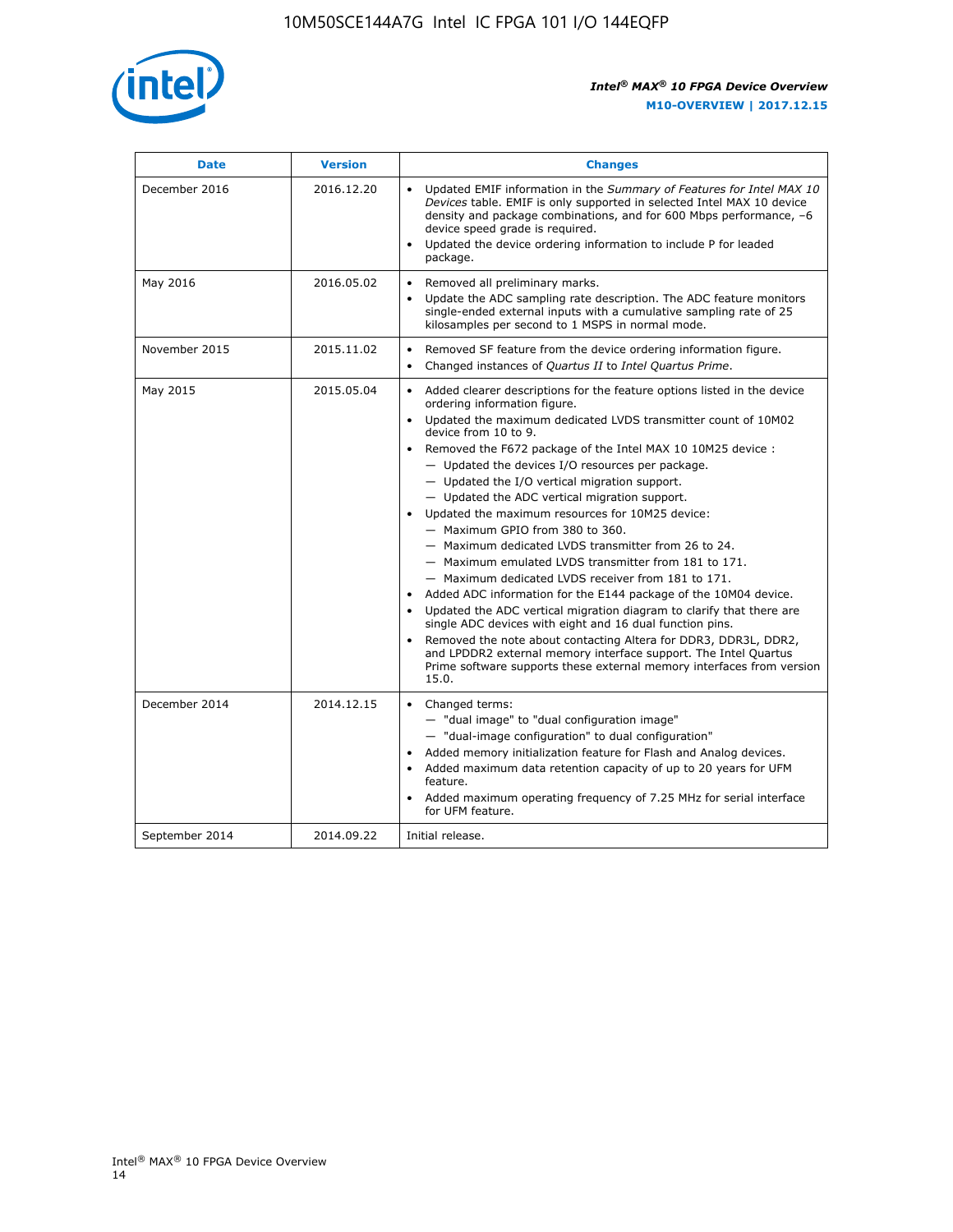| Date | Version | Changes |
| --- | --- | --- |
| December 2016 | 2016.12.20 | • Updated EMIF information in the *Summary of Features for Intel MAX 10 Devices* table. EMIF is only supported in selected Intel MAX 10 device density and package combinations, and for 600 Mbps performance, –6 device speed grade is required.<br>• Updated the device ordering information to include P for leaded package. |
| May 2016 | 2016.05.02 | • Removed all preliminary marks.<br>• Update the ADC sampling rate description. The ADC feature monitors single-ended external inputs with a cumulative sampling rate of 25 kilosamples per second to 1 MSPS in normal mode. |
| November 2015 | 2015.11.02 | • Removed SF feature from the device ordering information figure.<br>• Changed instances of *Quartus II* to *Intel Quartus Prime*. |
| May 2015 | 2015.05.04 | • Added clearer descriptions for the feature options listed in the device ordering information figure.<br>• Updated the maximum dedicated LVDS transmitter count of 10M02 device from 10 to 9.<br>• Removed the F672 package of the Intel MAX 10 10M25 device :<br>— Updated the devices I/O resources per package.<br>— Updated the I/O vertical migration support.<br>— Updated the ADC vertical migration support.<br>• Updated the maximum resources for 10M25 device:<br>— Maximum GPIO from 380 to 360.<br>— Maximum dedicated LVDS transmitter from 26 to 24.<br>— Maximum emulated LVDS transmitter from 181 to 171.<br>— Maximum dedicated LVDS receiver from 181 to 171.<br>• Added ADC information for the E144 package of the 10M04 device.<br>• Updated the ADC vertical migration diagram to clarify that there are single ADC devices with eight and 16 dual function pins.<br>• Removed the note about contacting Altera for DDR3, DDR3L, DDR2, and LPDDR2 external memory interface support. The Intel Quartus Prime software supports these external memory interfaces from version 15.0. |
| December 2014 | 2014.12.15 | • Changed terms:<br>— "dual image" to "dual configuration image"<br>— "dual-image configuration" to dual configuration"<br>• Added memory initialization feature for Flash and Analog devices.<br>• Added maximum data retention capacity of up to 20 years for UFM feature.<br>• Added maximum operating frequency of 7.25 MHz for serial interface for UFM feature. |
| September 2014 | 2014.09.22 | Initial release. |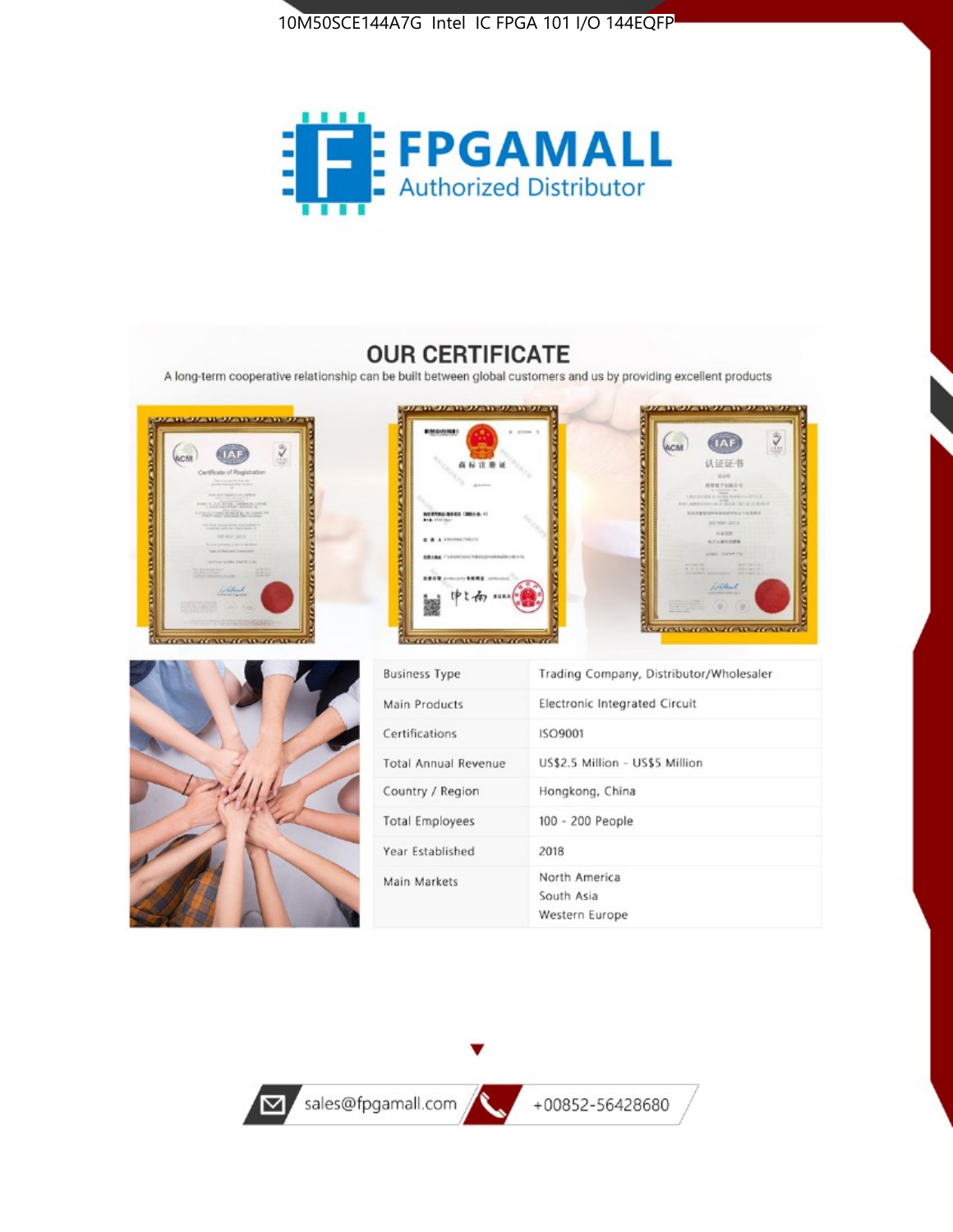FPGAMALL

Authorized Distributor

## OUR CERTIFICATE

A long-term cooperative relationship can be built between global customers and us by providing excellent products

| | |
|---|---|
| Business Type | Trading Company, Distributor/Wholesaler |
| Main Products | Electronic Integrated Circuit |
| Certifications | ISO9001 |
| Total Annual Revenue | US$2.5 Million - US$5 Million |
| Country / Region | Hongkong, China |
| Total Employees | 100 - 200 People |
| Year Established | 2018 |
| Main Markets | North America<br>South Asia<br>Western Europe |

sales@fpgamall.com

+00852-56428680